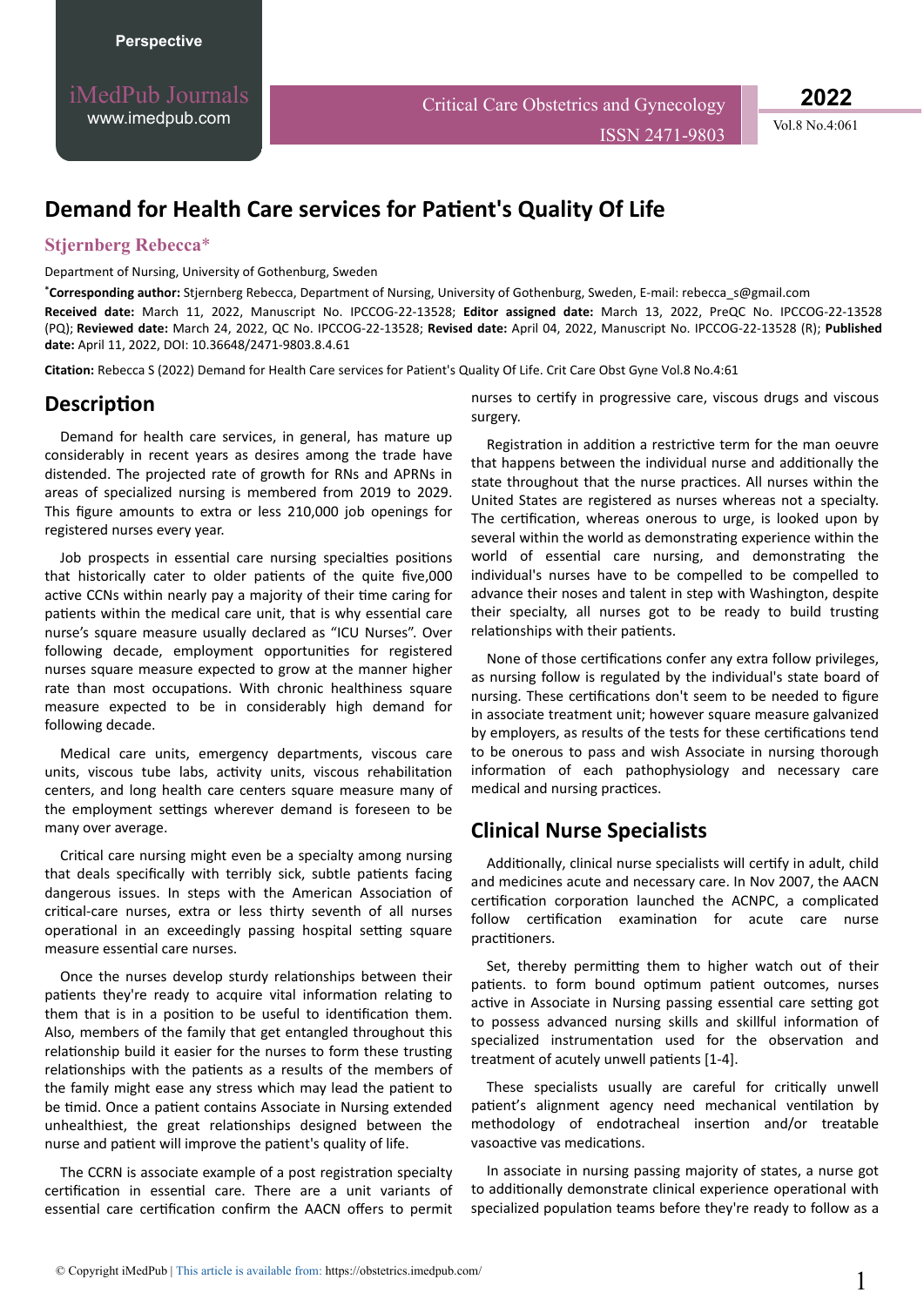# Demand for Health Care services for Patient's Quality Of Life

**Stjernberg Rebecca***

Department of Nursing, University of Gothenburg, Sweden

***Corresponding author:** Stjernberg Rebecca, Department of Nursing, University of Gothenburg, Sweden, E-mail: rebecca_s@gmail.com

**Received date:** March 11, 2022, Manuscript No. IPCCOG-22-13528; **Editor assigned date:** March 13, 2022, PreQC No. IPCCOG-22-13528 (PQ); **Reviewed date:** March 24, 2022, QC No. IPCCOG-22-13528; **Revised date:** April 04, 2022, Manuscript No. IPCCOG-22-13528 (R); **Published date:** April 11, 2022, DOI: 10.36648/2471-9803.8.4.61

**Citation:** Rebecca S (2022) Demand for Health Care services for Patient's Quality Of Life. Crit Care Obst Gyne Vol.8 No.4:61

## Description

Demand for health care services, in general, has mature up considerably in recent years as desires among the trade have distended. The projected rate of growth for RNs and APRNs in areas of specialized nursing is membered from 2019 to 2029. This figure amounts to extra or less 210,000 job openings for registered nurses every year.

Job prospects in essential care nursing specialties positions that historically cater to older patients of the quite five,000 active CCNs within nearly pay a majority of their time caring for patients within the medical care unit, that is why essential care nurse's square measure usually declared as "ICU Nurses". Over following decade, employment opportunities for registered nurses square measure expected to grow at the manner higher rate than most occupations. With chronic healthiness square measure expected to be in considerably high demand for following decade.

Medical care units, emergency departments, viscous care units, viscous tube labs, activity units, viscous rehabilitation centers, and long health care centers square measure many of the employment settings wherever demand is foreseen to be many over average.

Critical care nursing might even be a specialty among nursing that deals specifically with terribly sick, subtle patients facing dangerous issues. In steps with the American Association of critical-care nurses, extra or less thirty seventh of all nurses operational in an exceedingly passing hospital setting square measure essential care nurses.

Once the nurses develop sturdy relationships between their patients they're ready to acquire vital information relating to them that is in a position to be useful to identification them. Also, members of the family that get entangled throughout this relationship build it easier for the nurses to form these trusting relationships with the patients as a results of the members of the family might ease any stress which may lead the patient to be timid. Once a patient contains Associate in Nursing extended unhealthiest, the great relationships designed between the nurse and patient will improve the patient's quality of life.

The CCRN is associate example of a post registration specialty certification in essential care. There are a unit variants of essential care certification confirm the AACN offers to permit nurses to certify in progressive care, viscous drugs and viscous surgery.

Registration in addition a restrictive term for the man oeuvre that happens between the individual nurse and additionally the state throughout that the nurse practices. All nurses within the United States are registered as nurses whereas not a specialty. The certification, whereas onerous to urge, is looked upon by several within the world as demonstrating experience within the world of essential care nursing, and demonstrating the individual's nurses have to be compelled to be compelled to advance their noses and talent in step with Washington, despite their specialty, all nurses got to be ready to build trusting relationships with their patients.

None of those certifications confer any extra follow privileges, as nursing follow is regulated by the individual's state board of nursing. These certifications don't seem to be needed to figure in associate treatment unit; however square measure galvanized by employers, as results of the tests for these certifications tend to be onerous to pass and wish Associate in nursing thorough information of each pathophysiology and necessary care medical and nursing practices.

## Clinical Nurse Specialists

Additionally, clinical nurse specialists will certify in adult, child and medicines acute and necessary care. In Nov 2007, the AACN certification corporation launched the ACNPC, a complicated follow certification examination for acute care nurse practitioners.

Set, thereby permitting them to higher watch out of their patients. to form bound optimum patient outcomes, nurses active in Associate in Nursing passing essential care setting got to possess advanced nursing skills and skillful information of specialized instrumentation used for the observation and treatment of acutely unwell patients [1-4].

These specialists usually are careful for critically unwell patient's alignment agency need mechanical ventilation by methodology of endotracheal insertion and/or treatable vasoactive vas medications.

In associate in nursing passing majority of states, a nurse got to additionally demonstrate clinical experience operational with specialized population teams before they're ready to follow as a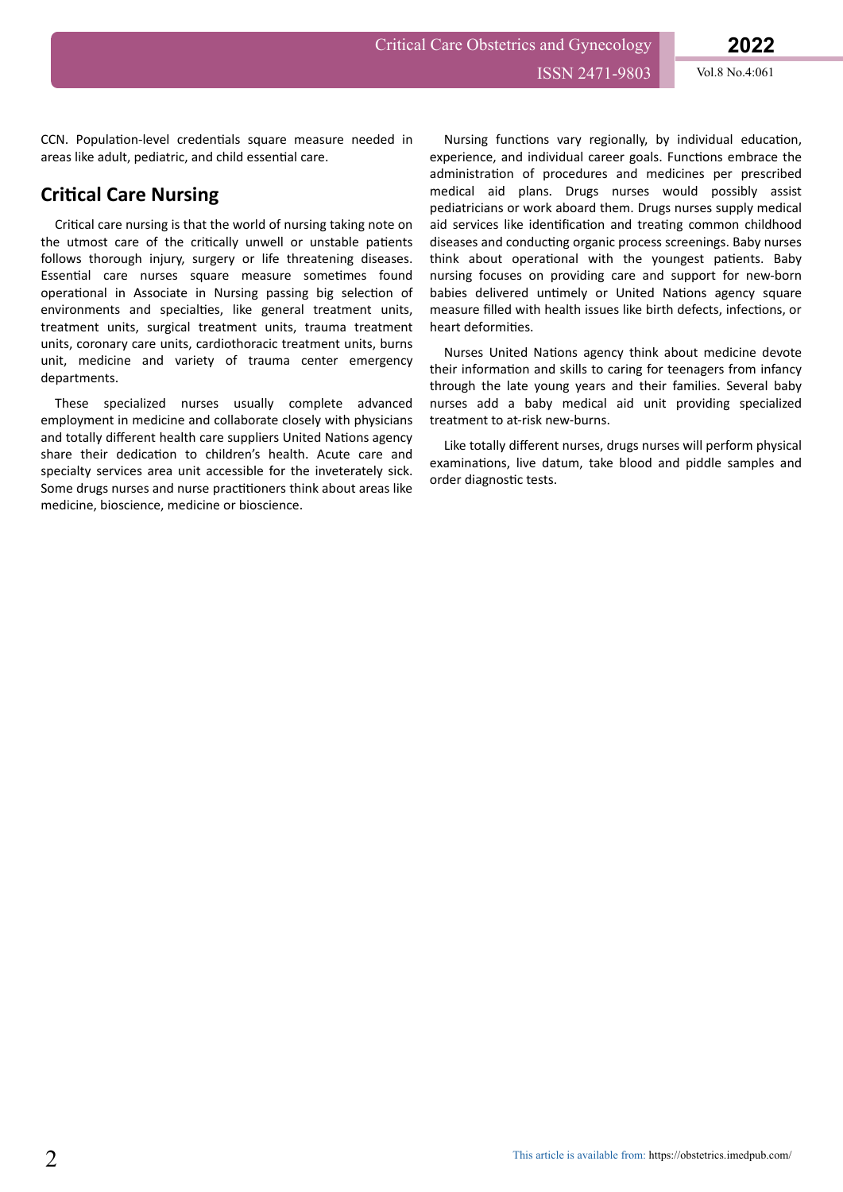CCN. Population-level credentials square measure needed in areas like adult, pediatric, and child essential care.

## Critical Care Nursing

Critical care nursing is that the world of nursing taking note on the utmost care of the critically unwell or unstable patients follows thorough injury, surgery or life threatening diseases. Essential care nurses square measure sometimes found operational in Associate in Nursing passing big selection of environments and specialties, like general treatment units, treatment units, surgical treatment units, trauma treatment units, coronary care units, cardiothoracic treatment units, burns unit, medicine and variety of trauma center emergency departments.

These specialized nurses usually complete advanced employment in medicine and collaborate closely with physicians and totally different health care suppliers United Nations agency share their dedication to children's health. Acute care and specialty services area unit accessible for the inveterately sick. Some drugs nurses and nurse practitioners think about areas like medicine, bioscience, medicine or bioscience.

Nursing functions vary regionally, by individual education, experience, and individual career goals. Functions embrace the administration of procedures and medicines per prescribed medical aid plans. Drugs nurses would possibly assist pediatricians or work aboard them. Drugs nurses supply medical aid services like identification and treating common childhood diseases and conducting organic process screenings. Baby nurses think about operational with the youngest patients. Baby nursing focuses on providing care and support for new-born babies delivered untimely or United Nations agency square measure filled with health issues like birth defects, infections, or heart deformities.

Nurses United Nations agency think about medicine devote their information and skills to caring for teenagers from infancy through the late young years and their families. Several baby nurses add a baby medical aid unit providing specialized treatment to at-risk new-burns.

Like totally different nurses, drugs nurses will perform physical examinations, live datum, take blood and piddle samples and order diagnostic tests.